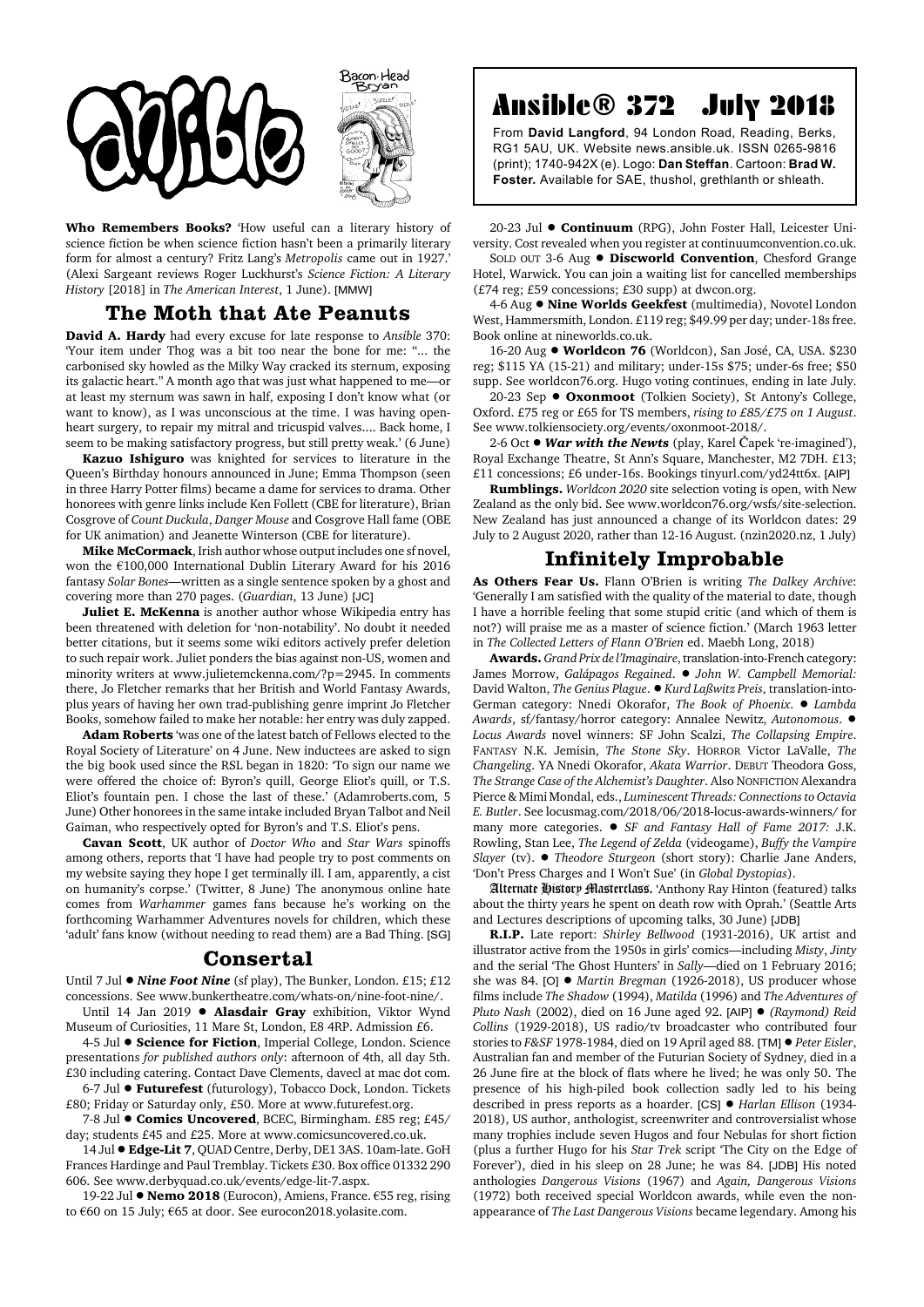# Ansible® 372 July 2018

From **David Langford**, 94 London Road, Reading, Berks, RG1 5AU, UK. Website news.ansible.uk. ISSN 0265-9816 (print); 1740-942X (e). Logo: **Dan Steffan**. Cartoon: **Brad W. Foster.** Available for SAE, thushol, grethlanth or shleath.

**Who Remembers Books?** 'How useful can a literary history of science fiction be when science fiction hasn't been a primarily literary form for almost a century? Fritz Lang's *Metropolis* came out in 1927.' (Alexi Sargeant reviews Roger Luckhurst's *Science Fiction: A Literary History* [2018] in *The American Interest*, 1 June). [MMW]

## The Moth that Ate Peanuts

**David A. Hardy** had every excuse for late response to *Ansible* 370: 'Your item under Thog was a bit too near the bone for me: "... the carbonised sky howled as the Milky Way cracked its sternum, exposing its galactic heart." A month ago that was just what happened to me—or at least my sternum was sawn in half, exposing I don't know what (or want to know), as I was unconscious at the time. I was having open-heart surgery, to repair my mitral and tricuspid valves.... Back home, I seem to be making satisfactory progress, but still pretty weak.' (6 June)

**Kazuo Ishiguro** was knighted for services to literature in the Queen's Birthday honours announced in June; Emma Thompson (seen in three Harry Potter films) became a dame for services to drama. Other honorees with genre links include Ken Follett (CBE for literature), Brian Cosgrove of *Count Duckula*, *Danger Mouse* and Cosgrove Hall fame (OBE for UK animation) and Jeanette Winterson (CBE for literature).

**Mike McCormack**, Irish author whose output includes one sf novel, won the €100,000 International Dublin Literary Award for his 2016 fantasy *Solar Bones*—written as a single sentence spoken by a ghost and covering more than 270 pages. (*Guardian*, 13 June) [JC]

**Juliet E. McKenna** is another author whose Wikipedia entry has been threatened with deletion for 'non-notability'. No doubt it needed better citations, but it seems some wiki editors actively prefer deletion to such repair work. Juliet ponders the bias against non-US, women and minority writers at www.julietemckenna.com/?p=2945. In comments there, Jo Fletcher remarks that her British and World Fantasy Awards, plus years of having her own trad-publishing genre imprint Jo Fletcher Books, somehow failed to make her notable: her entry was duly zapped.

**Adam Roberts** 'was one of the latest batch of Fellows elected to the Royal Society of Literature' on 4 June. New inductees are asked to sign the big book used since the RSL began in 1820: 'To sign our name we were offered the choice of: Byron's quill, George Eliot's quill, or T.S. Eliot's fountain pen. I chose the last of these.' (Adamroberts.com, 5 June) Other honorees in the same intake included Bryan Talbot and Neil Gaiman, who respectively opted for Byron's and T.S. Eliot's pens.

**Cavan Scott**, UK author of *Doctor Who* and *Star Wars* spinoffs among others, reports that 'I have had people try to post comments on my website saying they hope I get terminally ill. I am, apparently, a cist on humanity's corpse.' (Twitter, 8 June) The anonymous online hate comes from *Warhammer* games fans because he's working on the forthcoming Warhammer Adventures novels for children, which these 'adult' fans know (without needing to read them) are a Bad Thing. [SG]

## Consertal

Until 7 Jul ● ***Nine Foot Nine*** (sf play), The Bunker, London. £15; £12 concessions. See www.bunkertheatre.com/whats-on/nine-foot-nine/.

Until 14 Jan 2019 ● **Alasdair Gray** exhibition, Viktor Wynd Museum of Curiosities, 11 Mare St, London, E8 4RP. Admission £6.

4-5 Jul ● **Science for Fiction**, Imperial College, London. Science presentations *for published authors only*: afternoon of 4th, all day 5th. £30 including catering. Contact Dave Clements, davecl at mac dot com.

6-7 Jul ● **Futurefest** (futurology), Tobacco Dock, London. Tickets £80; Friday or Saturday only, £50. More at www.futurefest.org.

7-8 Jul ● **Comics Uncovered**, BCEC, Birmingham. £85 reg; £45/day; students £45 and £25. More at www.comicsuncovered.co.uk.

14 Jul ● **Edge-Lit 7**, QUAD Centre, Derby, DE1 3AS. 10am-late. GoH Frances Hardinge and Paul Tremblay. Tickets £30. Box office 01332 290 606. See www.derbyquad.co.uk/events/edge-lit-7.aspx.

19-22 Jul ● **Nemo 2018** (Eurocon), Amiens, France. €55 reg, rising to €60 on 15 July; €65 at door. See eurocon2018.yolasite.com.

20-23 Jul ● **Continuum** (RPG), John Foster Hall, Leicester University. Cost revealed when you register at continuumconvention.co.uk.

SOLD OUT 3-6 Aug ● **Discworld Convention**, Chesford Grange Hotel, Warwick. You can join a waiting list for cancelled memberships (£74 reg; £59 concessions; £30 supp) at dwcon.org.

4-6 Aug ● **Nine Worlds Geekfest** (multimedia), Novotel London West, Hammersmith, London. £119 reg; £49.99 per day; under-18s free. Book online at nineworlds.co.uk.

16-20 Aug ● **Worldcon 76** (Worldcon), San José, CA, USA. $230 reg; $115 YA (15-21) and military; under-15s $75; under-6s free; $50 supp. See worldcon76.org. Hugo voting continues, ending in late July.

20-23 Sep ● **Oxonmoot** (Tolkien Society), St Antony's College, Oxford. £75 reg or £65 for TS members, *rising to £85/£75 on 1 August*. See www.tolkiensociety.org/events/oxonmoot-2018/.

2-6 Oct ● ***War with the Newts*** (play, Karel Čapek 're-imagined'), Royal Exchange Theatre, St Ann's Square, Manchester, M2 7DH. £13; £11 concessions; £6 under-16s. Bookings tinyurl.com/yd24tt6x. [AIP]

**Rumblings.** *Worldcon 2020* site selection voting is open, with New Zealand as the only bid. See www.worldcon76.org/wsfs/site-selection. New Zealand has just announced a change of its Worldcon dates: 29 July to 2 August 2020, rather than 12-16 August. (nzin2020.nz, 1 July)

## Infinitely Improbable

**As Others Fear Us.** Flann O'Brien is writing *The Dalkey Archive*: 'Generally I am satisfied with the quality of the material to date, though I have a horrible feeling that some stupid critic (and which of them is not?) will praise me as a master of science fiction.' (March 1963 letter in *The Collected Letters of Flann O'Brien* ed. Maebh Long, 2018)

**Awards.** *Grand Prix de l'Imaginaire*, translation-into-French category: James Morrow, *Galápagos Regained*. ● *John W. Campbell Memorial:* David Walton, *The Genius Plague*. ● *Kurd Laßwitz Preis*, translation-into-German category: Nnedi Okorafor, *The Book of Phoenix*. ● *Lambda Awards*, sf/fantasy/horror category: Annalee Newitz, *Autonomous*. ● *Locus Awards* novel winners: SF John Scalzi, *The Collapsing Empire*. FANTASY N.K. Jemisin, *The Stone Sky*. HORROR Victor LaValle, *The Changeling*. YA Nnedi Okorafor, *Akata Warrior*. DEBUT Theodora Goss, *The Strange Case of the Alchemist's Daughter*. Also NONFICTION Alexandra Pierce & Mimi Mondal, eds., *Luminescent Threads: Connections to Octavia E. Butler*. See locusmag.com/2018/06/2018-locus-awards-winners/ for many more categories. ● *SF and Fantasy Hall of Fame 2017:* J.K. Rowling, Stan Lee, *The Legend of Zelda* (videogame), *Buffy the Vampire Slayer* (tv). ● *Theodore Sturgeon* (short story): Charlie Jane Anders, 'Don't Press Charges and I Won't Sue' (in *Global Dystopias*).

**Alternate History Masterclass.** 'Anthony Ray Hinton (featured) talks about the thirty years he spent on death row with Oprah.' (Seattle Arts and Lectures descriptions of upcoming talks, 30 June) [JDB]

**R.I.P.** Late report: *Shirley Bellwood* (1931-2016), UK artist and illustrator active from the 1950s in girls' comics—including *Misty*, *Jinty* and the serial 'The Ghost Hunters' in *Sally*—died on 1 February 2016; she was 84. [O] ● *Martin Bregman* (1926-2018), US producer whose films include *The Shadow* (1994), *Matilda* (1996) and *The Adventures of Pluto Nash* (2002), died on 16 June aged 92. [AIP] ● *(Raymond) Reid Collins* (1929-2018), US radio/tv broadcaster who contributed four stories to *F&SF* 1978-1984, died on 19 April aged 88. [TM] ● *Peter Eisler*, Australian fan and member of the Futurian Society of Sydney, died in a 26 June fire at the block of flats where he lived; he was only 50. The presence of his high-piled book collection sadly led to his being described in press reports as a hoarder. [CS] ● *Harlan Ellison* (1934-2018), US author, anthologist, screenwriter and controversialist whose many trophies include seven Hugos and four Nebulas for short fiction (plus a further Hugo for his *Star Trek* script 'The City on the Edge of Forever'), died in his sleep on 28 June; he was 84. [JDB] His noted anthologies *Dangerous Visions* (1967) and *Again, Dangerous Visions* (1972) both received special Worldcon awards, while even the non-appearance of *The Last Dangerous Visions* became legendary. Among his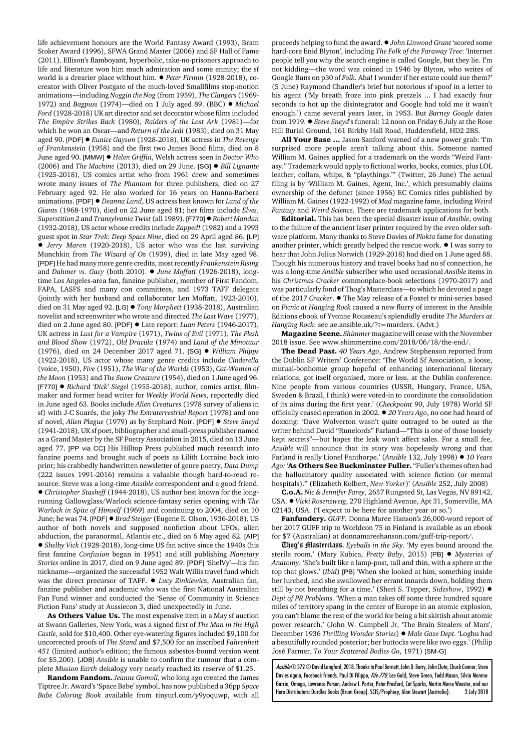life achievement honours are the World Fantasy Award (1993), Bram Stoker Award (1996), SFWA Grand Master (2006) and SF Hall of Fame (2011). Ellison's flamboyant, hyperbolic, take-no-prisoners approach to life and literature won him much admiration and some enmity; the sf world is a drearier place without him. ● *Peter Firmin* (1928-2018), co-creator with Oliver Postgate of the much-loved Smallfilms stop-motion animations—including *Noggin the Nog* (from 1959), *The Clangers* (1969-1972) and *Bagpuss* (1974)—died on 1 July aged 89. (BBC) ● *Michael Ford* (1928-2018) UK art director and set decorator whose films included *The Empire Strikes Back* (1980), *Raiders of the Lost Ark* (1981)—for which he won an Oscar—and *Return of the Jedi* (1983), died on 31 May aged 90. [PDF] ● *Eunice Gayson* (1928-2018), UK actress in *The Revenge of Frankenstein* (1958) and the first two James Bond films, died on 8 June aged 90. [MMW] ● *Helen Griffin*, Welsh actress seen in *Doctor Who* (2006) and *The Machine* (2013), died on 29 June. [SG] ● *Bill Lignante* (1925-2018), US comics artist who from 1961 drew and sometimes wrote many issues of *The Phantom* for three publishers, died on 27 February aged 92. He also worked for 16 years on Hanna-Barbera animations. [PDF] ● *Deanna Lund*, US actress best known for *Land of the Giants* (1968-1970), died on 22 June aged 81; her films include *Elves*, *Superstition 2* and *Transylvania Twist* (all 1989). [F770] ● *Robert Mandan* (1932-2018), US actor whose credits include *Zapped!* (1982) and a 1993 guest spot in *Star Trek: Deep Space Nine*, died on 29 April aged 86. [LP] ● *Jerry Maren* (1920-2018), US actor who was the last surviving Munchkin from *The Wizard of Oz* (1939), died in late May aged 98. [PDF] He had many more genre credits, most recently *Frankenstein Rising* and *Dahmer vs. Gacy* (both 2010). ● *June Moffatt* (1926-2018), long-time Los Angeles-area fan, fanzine publisher, member of First Fandom, FAPA, LASFS and many con committees, and 1973 TAFF delegate (jointly with her husband and collaborator Len Moffatt, 1923-2010), died on 31 May aged 92. [LG] ● *Tony Morphett* (1938-2018), Australian novelist and screenwriter who wrote and directed *The Last Wave* (1977), died on 2 June aged 80. [PDF] ● Late report: *Luan Peters* (1946-2017), UK actress in *Lust for a Vampire* (1971), *Twins of Evil* (1971), *The Flesh and Blood Show* (1972), *Old Dracula* (1974) and *Land of the Minotaur* (1976), died on 24 December 2017 aged 71. [SG] ● *William Phipps* (1922-2018), US actor whose many genre credits include *Cinderella* (voice, 1950), *Five* (1951), *The War of the Worlds* (1953), *Cat-Women of the Moon* (1953) and *The Snow Creature* (1954), died on 1 June aged 96. [F770] ● *Richard 'Dick' Siegel* (1955-2018), author, comics artist, filmmaker and former head writer for *Weekly World News*, reportedly died in June aged 63. Books include *Alien Creatures* (1978 survey of aliens in sf) with J-C Suarés, the joky *The Extraterrestrial Report* (1978) and one sf novel, *Alien Plague* (1979) as by Stephard Noir. [PDF] ● *Steve Sneyd* (1941-2018), UK sf poet, bibliographer and small-press publisher named as a Grand Master by the SF Poetry Association in 2015, died on 13 June aged 77. [PP via CC] His Hilltop Press published much research into fanzine poems and brought such sf poets as Lilith Lorraine back into print; his crabbedly handwritten newsletter of genre poetry, *Data Dump* (222 issues 1991-2016) remains a valuable though hard-to-read resource. Steve was a long-time *Ansible* correspondent and a good friend. ● *Christopher Stasheff* (1944-2018), US author best known for the long-running Gallowglass/Warlock science-fantasy series opening with *The Warlock in Spite of Himself* (1969) and continuing to 2004, died on 10 June; he was 74. [PDF] ● *Brad Steiger* (Eugene E. Olson, 1936-2018), US author of both novels and supposed nonfiction about UFOs, alien abduction, the paranormal, Atlantis etc., died on 6 May aged 82. [AIP] ● *Shelby Vick* (1928-2018), long-time US fan active since the 1940s (his first fanzine *Confusion* began in 1951) and still publishing *Planetary Stories* online in 2017, died on 9 June aged 89. [PDF] 'ShelVy'—his fan nickname—organized the successful 1952 Walt Willis travel fund which was the direct precursor of TAFF. ● *Lucy Zinkiewicz*, Australian fan, fanzine publisher and academic who was the first National Australian Fan Fund winner and conducted the 'Sense of Community in Science Fiction Fans' study at Aussiecon 3, died unexpectedly in June.

**As Others Value Us.** The most expensive item in a May sf auction at Swann Galleries, New York, was a signed first of *The Man in the High Castle*, sold for $10,400. Other eye-watering figures included $9,100 for uncorrected proofs of *The Stand* and $7,500 for an inscribed *Fahrenheit 451* (limited author's edition; the famous asbestos-bound version went for $5,200). [JDB] *Ansible* is unable to confirm the rumour that a complete *Mission Earth* dekalogy very nearly reached its reserve of $1.25.

**Random Fandom.** *Jeanne Gomoll*, who long ago created the James Tiptree Jr. Award's 'Space Babe' symbol, has now published a 36pp *Space Babe Coloring Book* available from tinyurl.com/y9yoquwp, with all proceeds helping to fund the award. ● *John Linwood Grant* 'scored some hard-core Enid Blyton', including *The Folk of the Faraway Tree*: 'Internet people tell you why the search engine is called Google, but they lie. I'm not kidding—the word was coined in 1946 by Blyton, who writes of Google Buns on p30 of *Folk*. Aha! I wonder if her estate could sue them?' (5 June) Raymond Chandler's brief but notorious sf spoof in a letter to his agent ('My breath froze into pink pretzels ... I had exactly four seconds to hot up the disintegrator and Google had told me it wasn't enough.') came several years later, in 1953. But *Barney Google* dates from 1919. ● *Steve Sneyd*'s funeral: 12 noon on Friday 6 July at the Rose Hill Burial Ground, 161 Birkby Hall Road, Huddersfield, HD2 2BS.

**All Your Base ...** Jason Sanford warned of a new power grab: 'I'm surprised more people aren't talking about this. Someone named William M. Gaines applied for a trademark on the words "Weird Fantasy." Trademark would apply to fictional works, books, comics, plus LOL leather, collars, whips, & "playthings."' (Twitter, 26 June) The actual filing is by 'William M. Gaines, Agent, Inc.', which presumably claims ownership of the defunct (since 1956) EC Comics titles published by William M. Gaines (1922-1992) of *Mad* magazine fame, including *Weird Fantasy* and *Weird Science*. There are trademark applications for both.

**Editorial.** This has been the special disaster issue of *Ansible*, owing to the failure of the ancient laser printer required by the even older software platform. Many thanks to Steve Davies of *Plokta* fame for donating another printer, which greatly helped the rescue work. ● I was sorry to hear that John Julius Norwich (1929-2018) had died on 1 June aged 88. Though his numerous history and travel books had no sf connection, he was a long-time *Ansible* subscriber who used occasional *Ansible* items in his *Christmas Cracker* commonplace-book selections (1970-2017) and was particularly fond of Thog's Masterclass—to which he devoted a page of the 2017 *Cracker*. ● The May release of a Foxtel tv mini-series based on *Picnic at Hanging Rock* caused a new flurry of interest in the Ansible Editions ebook of Yvonne Rousseau's splendidly erudite *The Murders at Hanging Rock*: see ae.ansible.uk/?t=murders. (Advt.)

**Magazine Scene.** *Shimmer* magazine will cease with the November 2018 issue. See www.shimmerzine.com/2018/06/18/the-end/.

**The Dead Past.** *40 Years Ago*, Andrew Stephenson reported from the Dublin SF Writers' Conference: 'The World Sf Association, a loose, mutual-bonhomie group hopeful of enhancing international literary relations, got itself organised, more or less, at the Dublin conference. Nine people from various countries (USSR, Hungary, France, USA, Sweden & Brazil, I think) were voted-in to coordinate the consolidation of its aims during the first year.' (*Checkpoint* 90, July 1978) World SF officially ceased operation in 2002. ● *20 Years Ago*, no one had heard of doxxing: 'Dave Wolverton wasn't quite outraged to be outed as the writer behind David "Runelords" Farland—"This is one of those loosely kept secrets"—but hopes the leak won't affect sales. For a small fee, *Ansible* will announce that its story was hopelessly wrong and that Farland is really Lionel Fanthorpe.' (*Ansible* 132, July 1998) ● *10 Years Ago:* '**As Others See Buckminster Fuller.** "Fuller's themes often had the hallucinatory quality associated with science fiction (or mental hospitals)." (Elizabeth Kolbert, *New Yorker*)' (*Ansible* 252, July 2008)

**C.o.A.** *Nic & Jennifer Farey*, 2657 Rungsted St, Las Vegas, NV 89142, USA. ● *Vicki Rosenzweig*, 270 Highland Avenue, Apt 31, Somerville, MA 02143, USA. ('I expect to be here for another year or so.')

**Fanfundery.** *GUFF:* Donna Maree Hanson's 26,000-word report of her 2017 GUFF trip to Worldcon 75 in Finland is available as an ebook for $7 (Australian) at donnamareehanson.com/guff-trip-report/.

**Thog's Masterclass.** *Eyeballs in the Sky.* 'My eyes bound around the sterile room.' (Mary Kubica, *Pretty Baby*, 2015) [PB] ● *Mysteries of Anatomy.* 'She's built like a lamp-post, tall and thin, with a sphere at the top that glows.' (*Ibid*) [PB] 'When she looked at him, something inside her lurched, and she swallowed her errant innards down, holding them still by not breathing for a time.' (Sheri S. Tepper, *Sideshow*, 1992) ● *Dept of PR Problems.* 'When a man takes off some three hundred square miles of territory spang in the center of Europe in an atomic explosion, you can't blame the rest of the world for being a bit skittish about atomic power research.' (John W. Campbell Jr, 'The Brain Stealers of Mars', December 1936 *Thrilling Wonder Stories*) ● *Male Gaze Dept.* 'Loghu had a beautifully rounded posterior; her buttocks were like two eggs.' (Philip José Farmer, *To Your Scattered Bodies Go*, 1971) [SM-G]

*Ansible*® 372 © David Langford, 2018. Thanks to Paul Barnett, John D. Berry, John Clute, Chuck Connor, Steve Davies again, Facebook friends, Paul Di Filippo, *File 770*, Lee Gold, Steve Green, Todd Mason, Silvia Moreno-Garcia, Omega, Lawrence Person, Andrew I. Porter, Peter Presford, Cat Sparks, Martin Morse Wooster, and our Hero Distributors: Durdles Books (Brum Group), SCIS/Prophecy, Alan Stewart (Australia). 2 July 2018